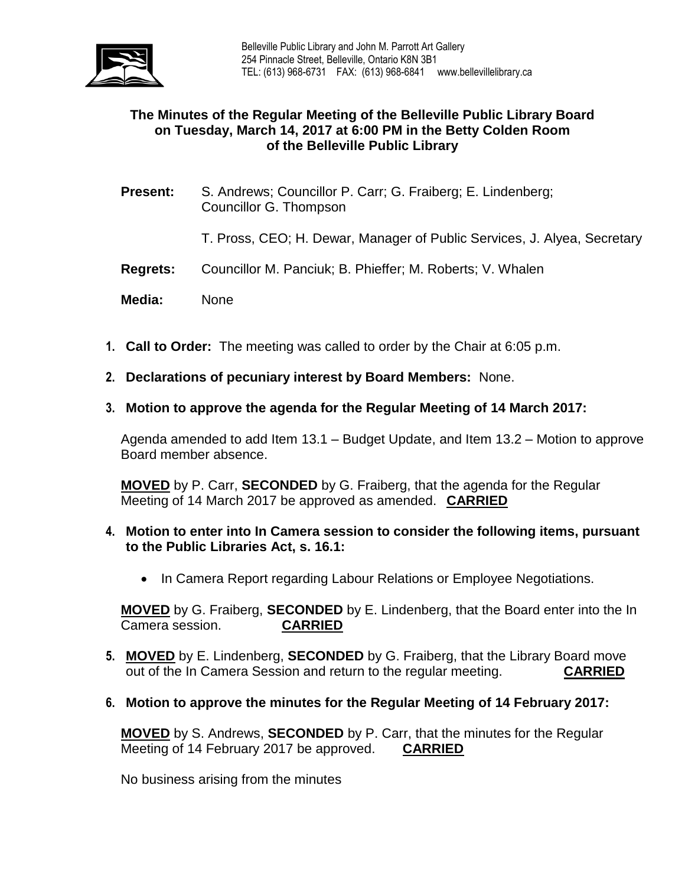Belleville Public Library and John M. Parrott Art Gallery
254 Pinnacle Street, Belleville, Ontario K8N 3B1
TEL: (613) 968-6731 FAX: (613) 968-6841 www.bellevillelibrary.ca

## The Minutes of the Regular Meeting of the Belleville Public Library Board on Tuesday, March 14, 2017 at 6:00 PM in the Betty Colden Room of the Belleville Public Library

**Present:** S. Andrews; Councillor P. Carr; G. Fraiberg; E. Lindenberg; Councillor G. Thompson

T. Pross, CEO; H. Dewar, Manager of Public Services, J. Alyea, Secretary

**Regrets:** Councillor M. Panciuk; B. Phieffer; M. Roberts; V. Whalen

**Media:** None

1. **Call to Order:** The meeting was called to order by the Chair at 6:05 p.m.

2. **Declarations of pecuniary interest by Board Members:** None.

3. **Motion to approve the agenda for the Regular Meeting of 14 March 2017:**

   Agenda amended to add Item 13.1 – Budget Update, and Item 13.2 – Motion to approve Board member absence.

   **MOVED** by P. Carr, **SECONDED** by G. Fraiberg, that the agenda for the Regular Meeting of 14 March 2017 be approved as amended. **CARRIED**

4. **Motion to enter into In Camera session to consider the following items, pursuant to the Public Libraries Act, s. 16.1:**

   - In Camera Report regarding Labour Relations or Employee Negotiations.

   **MOVED** by G. Fraiberg, **SECONDED** by E. Lindenberg, that the Board enter into the In Camera session. **CARRIED**

5. **MOVED** by E. Lindenberg, **SECONDED** by G. Fraiberg, that the Library Board move out of the In Camera Session and return to the regular meeting. **CARRIED**

6. **Motion to approve the minutes for the Regular Meeting of 14 February 2017:**

   **MOVED** by S. Andrews, **SECONDED** by P. Carr, that the minutes for the Regular Meeting of 14 February 2017 be approved. **CARRIED**

   No business arising from the minutes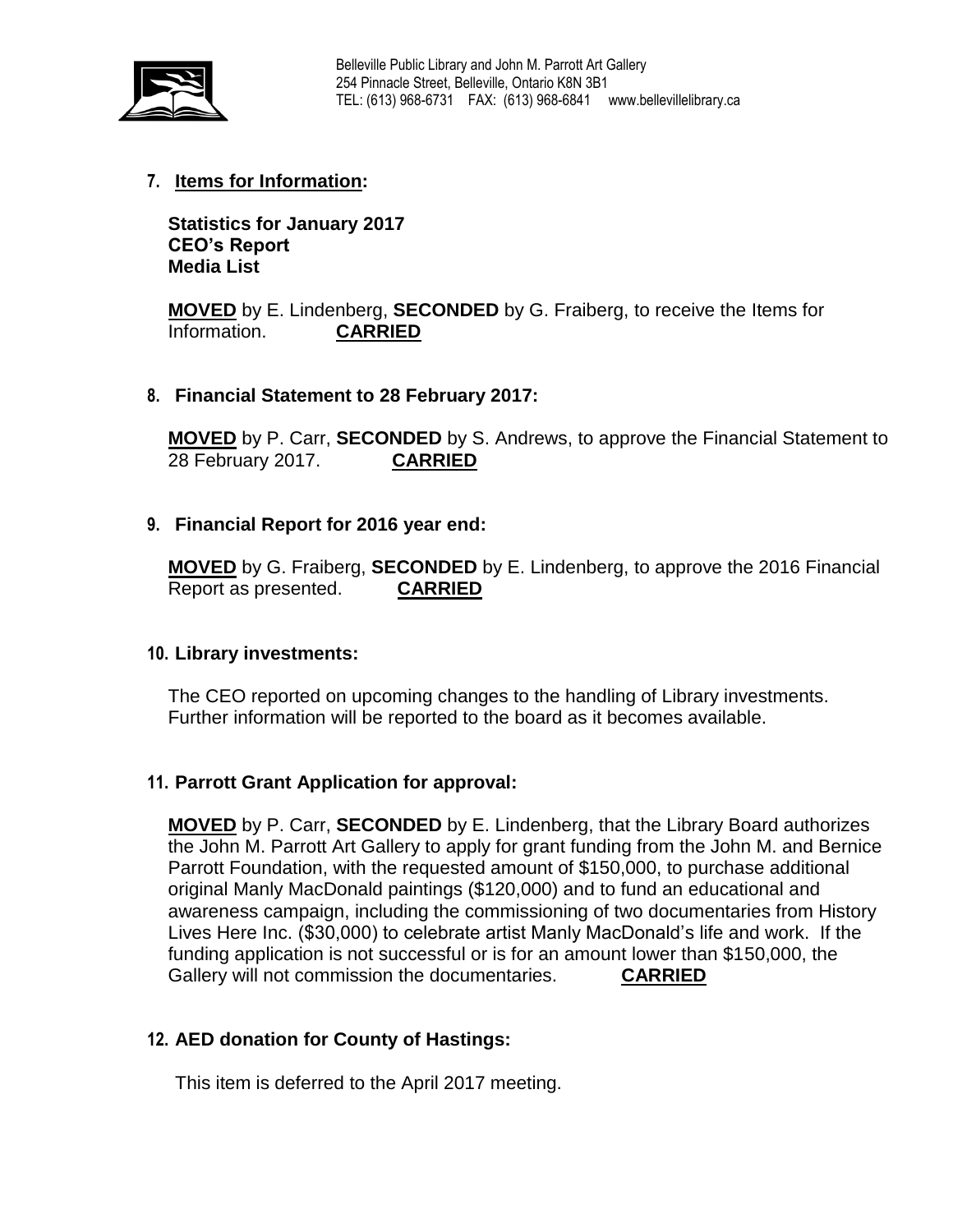## 7. Items for Information:

**Statistics for January 2017**
**CEO's Report**
**Media List**

**MOVED** by E. Lindenberg, **SECONDED** by G. Fraiberg, to receive the Items for Information. **CARRIED**

## 8. Financial Statement to 28 February 2017:

**MOVED** by P. Carr, **SECONDED** by S. Andrews, to approve the Financial Statement to 28 February 2017. **CARRIED**

## 9. Financial Report for 2016 year end:

**MOVED** by G. Fraiberg, **SECONDED** by E. Lindenberg, to approve the 2016 Financial Report as presented. **CARRIED**

## 10. Library investments:

The CEO reported on upcoming changes to the handling of Library investments. Further information will be reported to the board as it becomes available.

## 11. Parrott Grant Application for approval:

**MOVED** by P. Carr, **SECONDED** by E. Lindenberg, that the Library Board authorizes the John M. Parrott Art Gallery to apply for grant funding from the John M. and Bernice Parrott Foundation, with the requested amount of $150,000, to purchase additional original Manly MacDonald paintings ($120,000) and to fund an educational and awareness campaign, including the commissioning of two documentaries from History Lives Here Inc. ($30,000) to celebrate artist Manly MacDonald's life and work. If the funding application is not successful or is for an amount lower than $150,000, the Gallery will not commission the documentaries. **CARRIED**

## 12. AED donation for County of Hastings:

This item is deferred to the April 2017 meeting.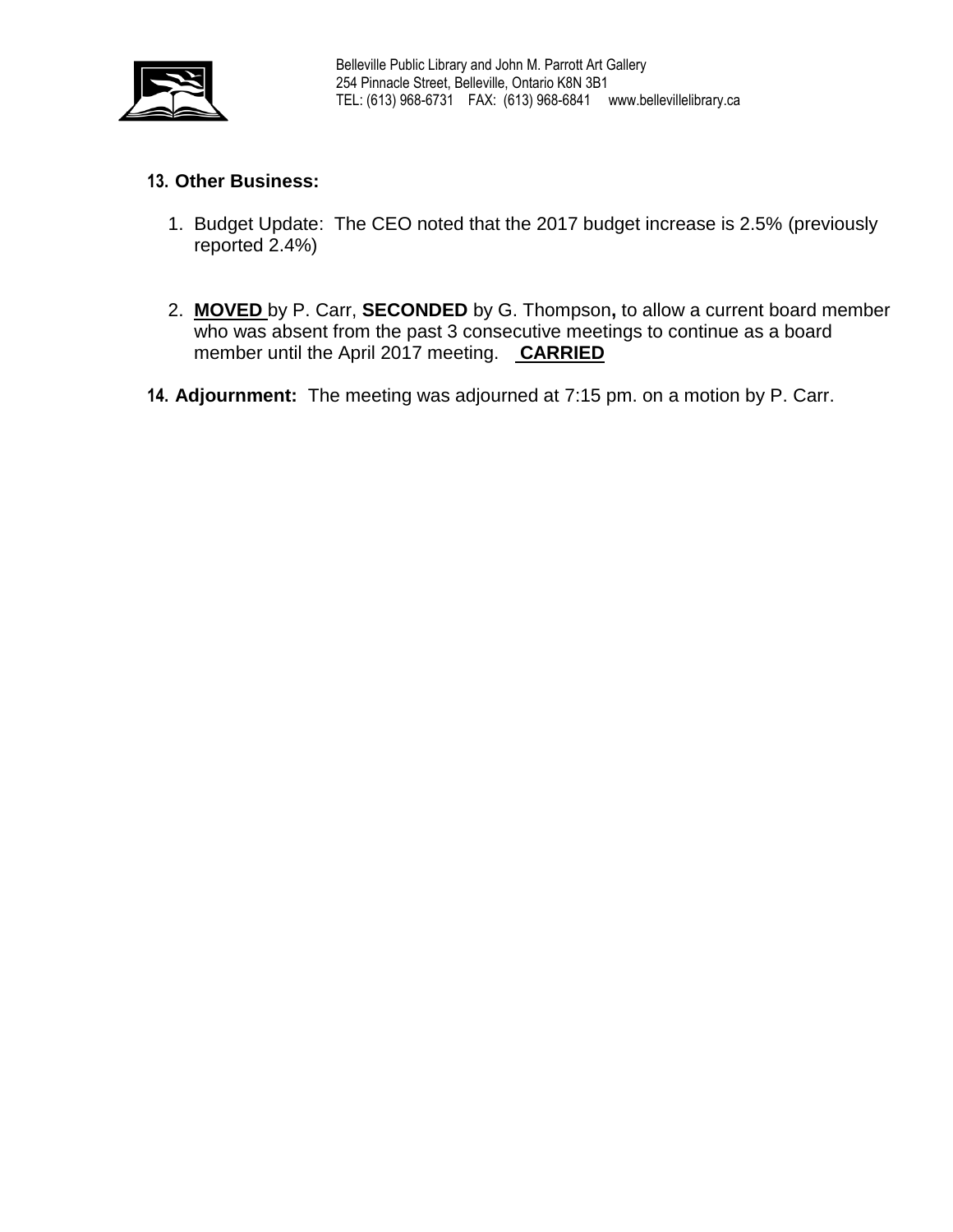**13. Other Business:**

1. Budget Update: The CEO noted that the 2017 budget increase is 2.5% (previously reported 2.4%)

2. **MOVED** by P. Carr, **SECONDED** by G. Thompson**,** to allow a current board member who was absent from the past 3 consecutive meetings to continue as a board member until the April 2017 meeting. **CARRIED**

**14. Adjournment:** The meeting was adjourned at 7:15 pm. on a motion by P. Carr.